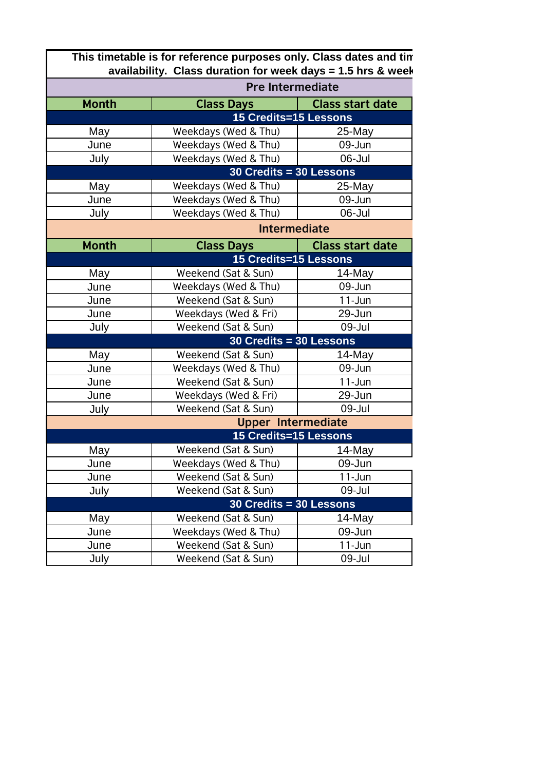This timetable is for reference purposes only. Class dates and tim
availability. Class duration for week days = 1.5 hrs & week

| Month | Class Days | Class start date |
|---|---|---|
| **Pre Intermediate** | | |
| **15 Credits=15 Lessons** | | |
| May | Weekdays (Wed & Thu) | 25-May |
| June | Weekdays (Wed & Thu) | 09-Jun |
| July | Weekdays (Wed & Thu) | 06-Jul |
| **30 Credits = 30 Lessons** | | |
| May | Weekdays (Wed & Thu) | 25-May |
| June | Weekdays (Wed & Thu) | 09-Jun |
| July | Weekdays (Wed & Thu) | 06-Jul |
| **Intermediate** | | |
| **15 Credits=15 Lessons** | | |
| May | Weekend (Sat & Sun) | 14-May |
| June | Weekdays (Wed & Thu) | 09-Jun |
| June | Weekend (Sat & Sun) | 11-Jun |
| June | Weekdays (Wed & Fri) | 29-Jun |
| July | Weekend (Sat & Sun) | 09-Jul |
| **30 Credits = 30 Lessons** | | |
| May | Weekend (Sat & Sun) | 14-May |
| June | Weekdays (Wed & Thu) | 09-Jun |
| June | Weekend (Sat & Sun) | 11-Jun |
| June | Weekdays (Wed & Fri) | 29-Jun |
| July | Weekend (Sat & Sun) | 09-Jul |
| **Upper Intermediate** | | |
| **15 Credits=15 Lessons** | | |
| May | Weekend (Sat & Sun) | 14-May |
| June | Weekdays (Wed & Thu) | 09-Jun |
| June | Weekend (Sat & Sun) | 11-Jun |
| July | Weekend (Sat & Sun) | 09-Jul |
| **30 Credits = 30 Lessons** | | |
| May | Weekend (Sat & Sun) | 14-May |
| June | Weekdays (Wed & Thu) | 09-Jun |
| June | Weekend (Sat & Sun) | 11-Jun |
| July | Weekend (Sat & Sun) | 09-Jul |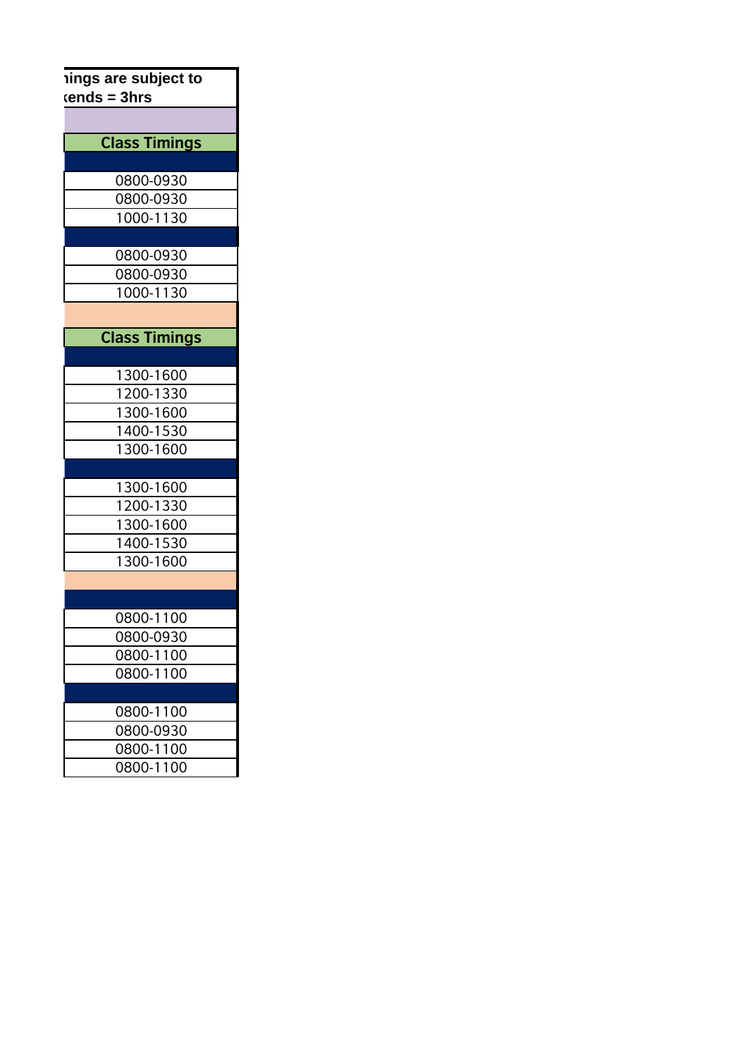ings are subject to
kends = 3hrs

| Class Timings |
| --- |
| |
| 0800-0930 |
| 0800-0930 |
| 1000-1130 |
| |
| 0800-0930 |
| 0800-0930 |
| 1000-1130 |

| Class Timings |
| --- |
| |
| 1300-1600 |
| 1200-1330 |
| 1300-1600 |
| 1400-1530 |
| 1300-1600 |
| |
| 1300-1600 |
| 1200-1330 |
| 1300-1600 |
| 1400-1530 |
| 1300-1600 |

| |
| --- |
| |
| 0800-1100 |
| 0800-0930 |
| 0800-1100 |
| 0800-1100 |
| |
| 0800-1100 |
| 0800-0930 |
| 0800-1100 |
| 0800-1100 |